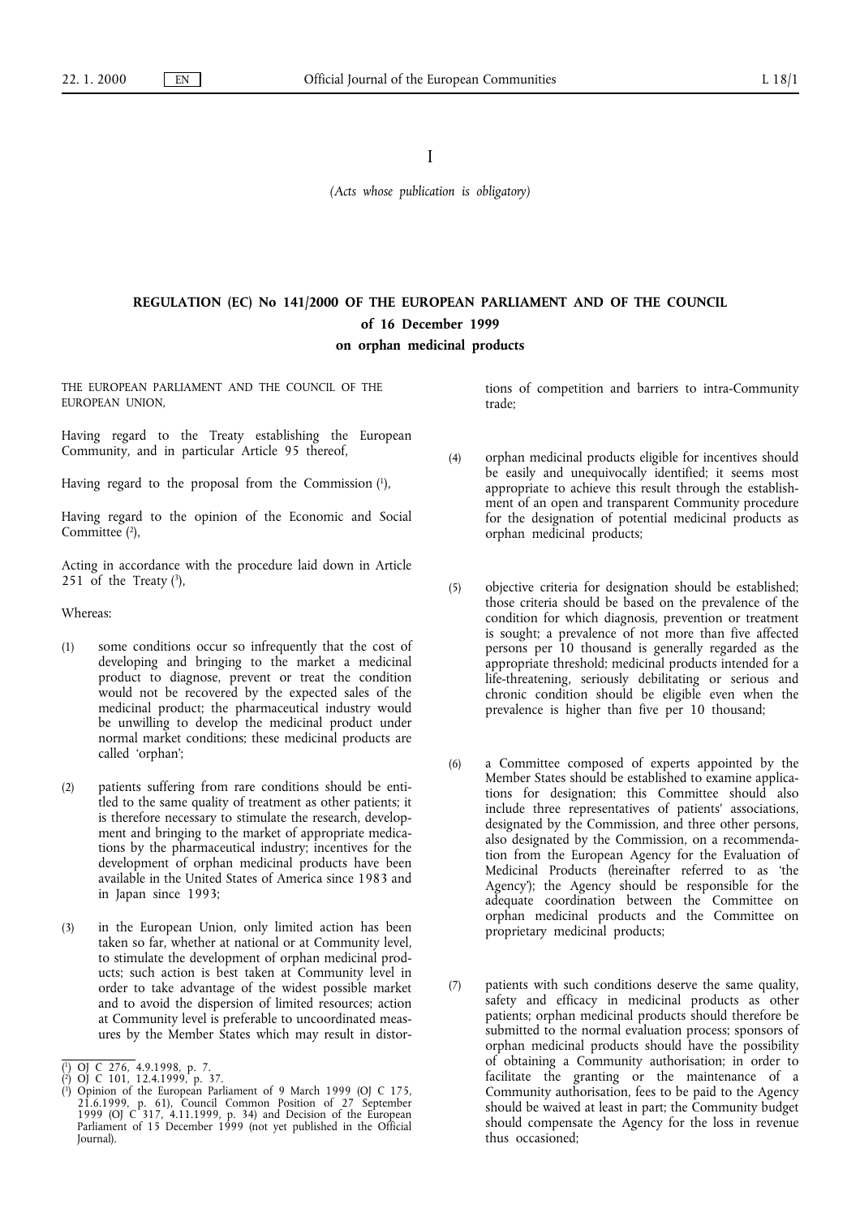I

*(Acts whose publication is obligatory)*

# REGULATION (EC) No 141/2000 OF THE EUROPEAN PARLIAMENT AND OF THE COUNCIL

## of 16 December 1999

## on orphan medicinal products

THE EUROPEAN PARLIAMENT AND THE COUNCIL OF THE EUROPEAN UNION,

Having regard to the Treaty establishing the European Community, and in particular Article 95 thereof,

Having regard to the proposal from the Commission [1],

Having regard to the opinion of the Economic and Social Committee [2],

Acting in accordance with the procedure laid down in Article 251 of the Treaty [3],

Whereas:

(1) some conditions occur so infrequently that the cost of developing and bringing to the market a medicinal product to diagnose, prevent or treat the condition would not be recovered by the expected sales of the medicinal product; the pharmaceutical industry would be unwilling to develop the medicinal product under normal market conditions; these medicinal products are called 'orphan';

(2) patients suffering from rare conditions should be entitled to the same quality of treatment as other patients; it is therefore necessary to stimulate the research, development and bringing to the market of appropriate medications by the pharmaceutical industry; incentives for the development of orphan medicinal products have been available in the United States of America since 1983 and in Japan since 1993;

(3) in the European Union, only limited action has been taken so far, whether at national or at Community level, to stimulate the development of orphan medicinal products; such action is best taken at Community level in order to take advantage of the widest possible market and to avoid the dispersion of limited resources; action at Community level is preferable to uncoordinated measures by the Member States which may result in distortions of competition and barriers to intra-Community trade;

(4) orphan medicinal products eligible for incentives should be easily and unequivocally identified; it seems most appropriate to achieve this result through the establishment of an open and transparent Community procedure for the designation of potential medicinal products as orphan medicinal products;

(5) objective criteria for designation should be established; those criteria should be based on the prevalence of the condition for which diagnosis, prevention or treatment is sought; a prevalence of not more than five affected persons per 10 thousand is generally regarded as the appropriate threshold; medicinal products intended for a life-threatening, seriously debilitating or serious and chronic condition should be eligible even when the prevalence is higher than five per 10 thousand;

(6) a Committee composed of experts appointed by the Member States should be established to examine applications for designation; this Committee should also include three representatives of patients' associations, designated by the Commission, and three other persons, also designated by the Commission, on a recommendation from the European Agency for the Evaluation of Medicinal Products (hereinafter referred to as 'the Agency'); the Agency should be responsible for the adequate coordination between the Committee on orphan medicinal products and the Committee on proprietary medicinal products;

(7) patients with such conditions deserve the same quality, safety and efficacy in medicinal products as other patients; orphan medicinal products should therefore be submitted to the normal evaluation process; sponsors of orphan medicinal products should have the possibility of obtaining a Community authorisation; in order to facilitate the granting or the maintenance of a Community authorisation, fees to be paid to the Agency should be waived at least in part; the Community budget should compensate the Agency for the loss in revenue thus occasioned;

---

[1] OJ C 276, 4.9.1998, p. 7.

[2] OJ C 101, 12.4.1999, p. 37.

[3] Opinion of the European Parliament of 9 March 1999 (OJ C 175, 21.6.1999, p. 61), Council Common Position of 27 September 1999 (OJ C 317, 4.11.1999, p. 34) and Decision of the European Parliament of 15 December 1999 (not yet published in the Official Journal).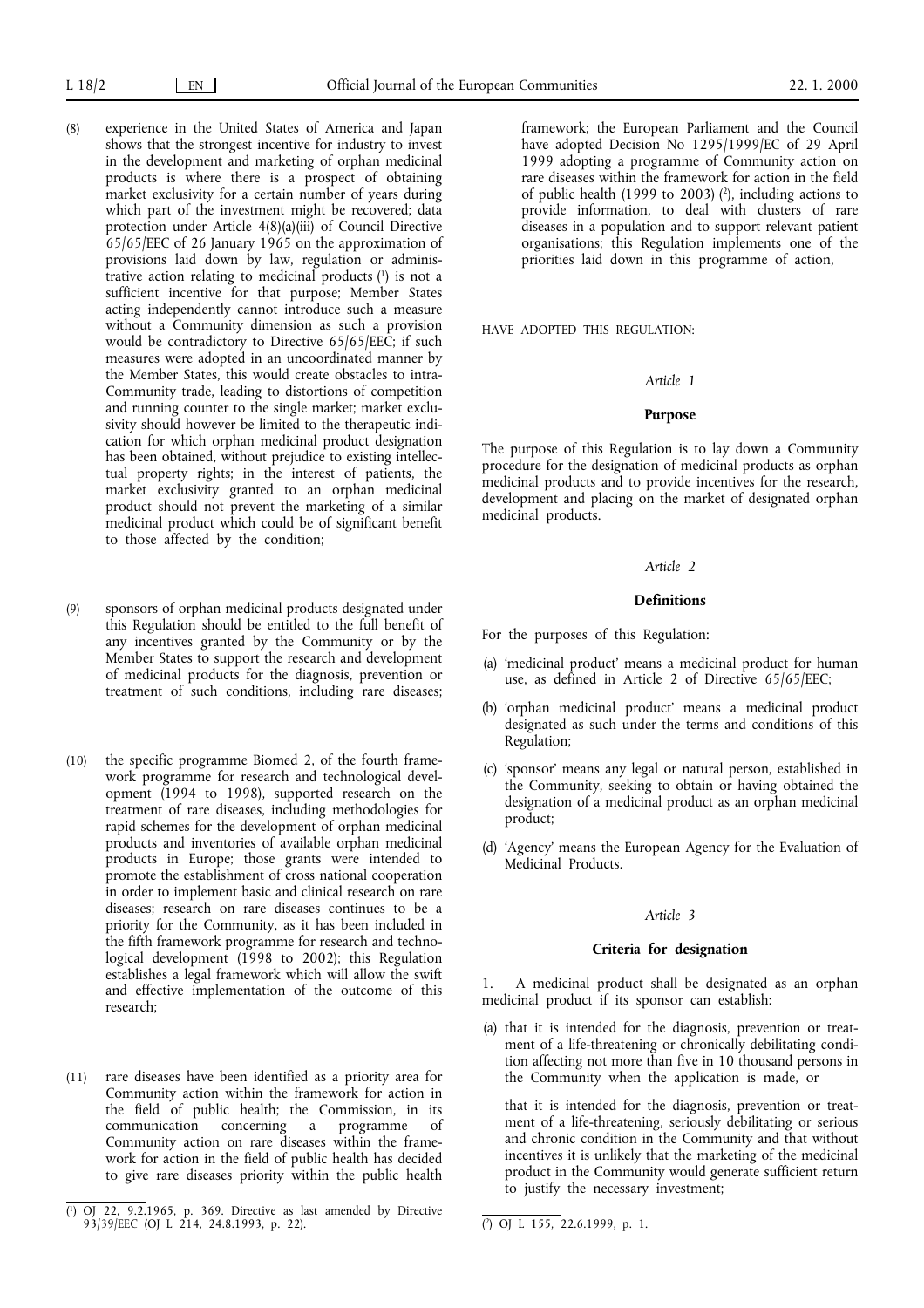(8) experience in the United States of America and Japan shows that the strongest incentive for industry to invest in the development and marketing of orphan medicinal products is where there is a prospect of obtaining market exclusivity for a certain number of years during which part of the investment might be recovered; data protection under Article 4(8)(a)(iii) of Council Directive 65/65/EEC of 26 January 1965 on the approximation of provisions laid down by law, regulation or administrative action relating to medicinal products [1] is not a sufficient incentive for that purpose; Member States acting independently cannot introduce such a measure without a Community dimension as such a provision would be contradictory to Directive 65/65/EEC; if such measures were adopted in an uncoordinated manner by the Member States, this would create obstacles to intra-Community trade, leading to distortions of competition and running counter to the single market; market exclusivity should however be limited to the therapeutic indication for which orphan medicinal product designation has been obtained, without prejudice to existing intellectual property rights; in the interest of patients, the market exclusivity granted to an orphan medicinal product should not prevent the marketing of a similar medicinal product which could be of significant benefit to those affected by the condition;

(9) sponsors of orphan medicinal products designated under this Regulation should be entitled to the full benefit of any incentives granted by the Community or by the Member States to support the research and development of medicinal products for the diagnosis, prevention or treatment of such conditions, including rare diseases;

(10) the specific programme Biomed 2, of the fourth framework programme for research and technological development (1994 to 1998), supported research on the treatment of rare diseases, including methodologies for rapid schemes for the development of orphan medicinal products and inventories of available orphan medicinal products in Europe; those grants were intended to promote the establishment of cross national cooperation in order to implement basic and clinical research on rare diseases; research on rare diseases continues to be a priority for the Community, as it has been included in the fifth framework programme for research and technological development (1998 to 2002); this Regulation establishes a legal framework which will allow the swift and effective implementation of the outcome of this research;

(11) rare diseases have been identified as a priority area for Community action within the framework for action in the field of public health; the Commission, in its communication concerning a programme of Community action on rare diseases within the framework for action in the field of public health has decided to give rare diseases priority within the public health framework; the European Parliament and the Council have adopted Decision No 1295/1999/EC of 29 April 1999 adopting a programme of Community action on rare diseases within the framework for action in the field of public health (1999 to 2003) [2], including actions to provide information, to deal with clusters of rare diseases in a population and to support relevant patient organisations; this Regulation implements one of the priorities laid down in this programme of action,

HAVE ADOPTED THIS REGULATION:

*Article 1*

**Purpose**

The purpose of this Regulation is to lay down a Community procedure for the designation of medicinal products as orphan medicinal products and to provide incentives for the research, development and placing on the market of designated orphan medicinal products.

*Article 2*

**Definitions**

For the purposes of this Regulation:

(a) 'medicinal product' means a medicinal product for human use, as defined in Article 2 of Directive 65/65/EEC;

(b) 'orphan medicinal product' means a medicinal product designated as such under the terms and conditions of this Regulation;

(c) 'sponsor' means any legal or natural person, established in the Community, seeking to obtain or having obtained the designation of a medicinal product as an orphan medicinal product;

(d) 'Agency' means the European Agency for the Evaluation of Medicinal Products.

*Article 3*

**Criteria for designation**

1. A medicinal product shall be designated as an orphan medicinal product if its sponsor can establish:

(a) that it is intended for the diagnosis, prevention or treatment of a life-threatening or chronically debilitating condition affecting not more than five in 10 thousand persons in the Community when the application is made, or

that it is intended for the diagnosis, prevention or treatment of a life-threatening, seriously debilitating or serious and chronic condition in the Community and that without incentives it is unlikely that the marketing of the medicinal product in the Community would generate sufficient return to justify the necessary investment;

[1] OJ 22, 9.2.1965, p. 369. Directive as last amended by Directive 93/39/EEC (OJ L 214, 24.8.1993, p. 22).

[2] OJ L 155, 22.6.1999, p. 1.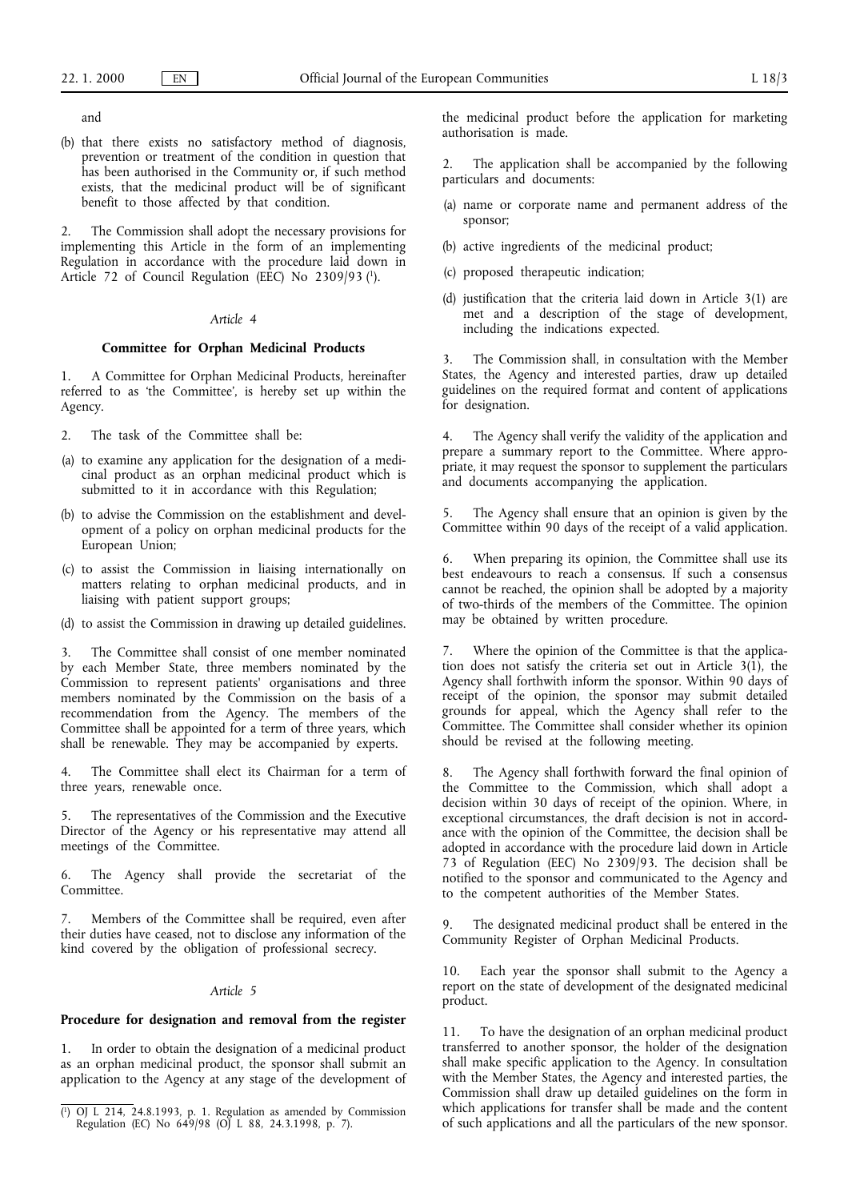and

(b) that there exists no satisfactory method of diagnosis, prevention or treatment of the condition in question that has been authorised in the Community or, if such method exists, that the medicinal product will be of significant benefit to those affected by that condition.

2. The Commission shall adopt the necessary provisions for implementing this Article in the form of an implementing Regulation in accordance with the procedure laid down in Article 72 of Council Regulation (EEC) No 2309/93 [1].

*Article 4*

**Committee for Orphan Medicinal Products**

1. A Committee for Orphan Medicinal Products, hereinafter referred to as 'the Committee', is hereby set up within the Agency.

2. The task of the Committee shall be:

(a) to examine any application for the designation of a medicinal product as an orphan medicinal product which is submitted to it in accordance with this Regulation;

(b) to advise the Commission on the establishment and development of a policy on orphan medicinal products for the European Union;

(c) to assist the Commission in liaising internationally on matters relating to orphan medicinal products, and in liaising with patient support groups;

(d) to assist the Commission in drawing up detailed guidelines.

3. The Committee shall consist of one member nominated by each Member State, three members nominated by the Commission to represent patients' organisations and three members nominated by the Commission on the basis of a recommendation from the Agency. The members of the Committee shall be appointed for a term of three years, which shall be renewable. They may be accompanied by experts.

4. The Committee shall elect its Chairman for a term of three years, renewable once.

5. The representatives of the Commission and the Executive Director of the Agency or his representative may attend all meetings of the Committee.

6. The Agency shall provide the secretariat of the Committee.

7. Members of the Committee shall be required, even after their duties have ceased, not to disclose any information of the kind covered by the obligation of professional secrecy.

*Article 5*

**Procedure for designation and removal from the register**

1. In order to obtain the designation of a medicinal product as an orphan medicinal product, the sponsor shall submit an application to the Agency at any stage of the development of the medicinal product before the application for marketing authorisation is made.

2. The application shall be accompanied by the following particulars and documents:

(a) name or corporate name and permanent address of the sponsor;

(b) active ingredients of the medicinal product;

(c) proposed therapeutic indication;

(d) justification that the criteria laid down in Article 3(1) are met and a description of the stage of development, including the indications expected.

3. The Commission shall, in consultation with the Member States, the Agency and interested parties, draw up detailed guidelines on the required format and content of applications for designation.

4. The Agency shall verify the validity of the application and prepare a summary report to the Committee. Where appropriate, it may request the sponsor to supplement the particulars and documents accompanying the application.

5. The Agency shall ensure that an opinion is given by the Committee within 90 days of the receipt of a valid application.

6. When preparing its opinion, the Committee shall use its best endeavours to reach a consensus. If such a consensus cannot be reached, the opinion shall be adopted by a majority of two-thirds of the members of the Committee. The opinion may be obtained by written procedure.

7. Where the opinion of the Committee is that the application does not satisfy the criteria set out in Article 3(1), the Agency shall forthwith inform the sponsor. Within 90 days of receipt of the opinion, the sponsor may submit detailed grounds for appeal, which the Agency shall refer to the Committee. The Committee shall consider whether its opinion should be revised at the following meeting.

8. The Agency shall forthwith forward the final opinion of the Committee to the Commission, which shall adopt a decision within 30 days of receipt of the opinion. Where, in exceptional circumstances, the draft decision is not in accordance with the opinion of the Committee, the decision shall be adopted in accordance with the procedure laid down in Article 73 of Regulation (EEC) No 2309/93. The decision shall be notified to the sponsor and communicated to the Agency and to the competent authorities of the Member States.

9. The designated medicinal product shall be entered in the Community Register of Orphan Medicinal Products.

10. Each year the sponsor shall submit to the Agency a report on the state of development of the designated medicinal product.

11. To have the designation of an orphan medicinal product transferred to another sponsor, the holder of the designation shall make specific application to the Agency. In consultation with the Member States, the Agency and interested parties, the Commission shall draw up detailed guidelines on the form in which applications for transfer shall be made and the content of such applications and all the particulars of the new sponsor.

---

[1] OJ L 214, 24.8.1993, p. 1. Regulation as amended by Commission Regulation (EC) No 649/98 (OJ L 88, 24.3.1998, p. 7).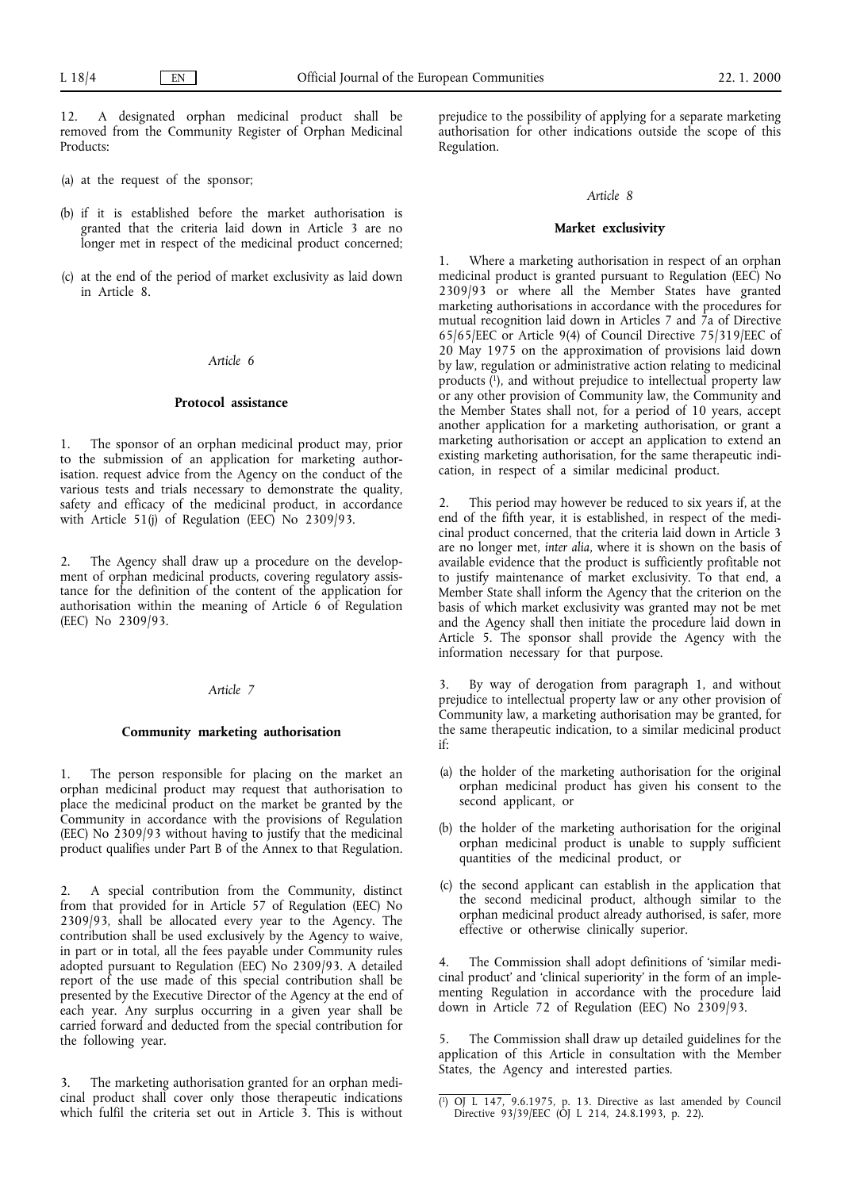12. A designated orphan medicinal product shall be removed from the Community Register of Orphan Medicinal Products:

(a) at the request of the sponsor;

(b) if it is established before the market authorisation is granted that the criteria laid down in Article 3 are no longer met in respect of the medicinal product concerned;

(c) at the end of the period of market exclusivity as laid down in Article 8.

*Article 6*

**Protocol assistance**

1. The sponsor of an orphan medicinal product may, prior to the submission of an application for marketing authorisation. request advice from the Agency on the conduct of the various tests and trials necessary to demonstrate the quality, safety and efficacy of the medicinal product, in accordance with Article 51(j) of Regulation (EEC) No 2309/93.

2. The Agency shall draw up a procedure on the development of orphan medicinal products, covering regulatory assistance for the definition of the content of the application for authorisation within the meaning of Article 6 of Regulation (EEC) No 2309/93.

*Article 7*

**Community marketing authorisation**

1. The person responsible for placing on the market an orphan medicinal product may request that authorisation to place the medicinal product on the market be granted by the Community in accordance with the provisions of Regulation (EEC) No 2309/93 without having to justify that the medicinal product qualifies under Part B of the Annex to that Regulation.

2. A special contribution from the Community, distinct from that provided for in Article 57 of Regulation (EEC) No 2309/93, shall be allocated every year to the Agency. The contribution shall be used exclusively by the Agency to waive, in part or in total, all the fees payable under Community rules adopted pursuant to Regulation (EEC) No 2309/93. A detailed report of the use made of this special contribution shall be presented by the Executive Director of the Agency at the end of each year. Any surplus occurring in a given year shall be carried forward and deducted from the special contribution for the following year.

3. The marketing authorisation granted for an orphan medicinal product shall cover only those therapeutic indications which fulfil the criteria set out in Article 3. This is without prejudice to the possibility of applying for a separate marketing authorisation for other indications outside the scope of this Regulation.

*Article 8*

**Market exclusivity**

1. Where a marketing authorisation in respect of an orphan medicinal product is granted pursuant to Regulation (EEC) No 2309/93 or where all the Member States have granted marketing authorisations in accordance with the procedures for mutual recognition laid down in Articles 7 and 7a of Directive 65/65/EEC or Article 9(4) of Council Directive 75/319/EEC of 20 May 1975 on the approximation of provisions laid down by law, regulation or administrative action relating to medicinal products [1], and without prejudice to intellectual property law or any other provision of Community law, the Community and the Member States shall not, for a period of 10 years, accept another application for a marketing authorisation, or grant a marketing authorisation or accept an application to extend an existing marketing authorisation, for the same therapeutic indication, in respect of a similar medicinal product.

2. This period may however be reduced to six years if, at the end of the fifth year, it is established, in respect of the medicinal product concerned, that the criteria laid down in Article 3 are no longer met, *inter alia*, where it is shown on the basis of available evidence that the product is sufficiently profitable not to justify maintenance of market exclusivity. To that end, a Member State shall inform the Agency that the criterion on the basis of which market exclusivity was granted may not be met and the Agency shall then initiate the procedure laid down in Article 5. The sponsor shall provide the Agency with the information necessary for that purpose.

3. By way of derogation from paragraph 1, and without prejudice to intellectual property law or any other provision of Community law, a marketing authorisation may be granted, for the same therapeutic indication, to a similar medicinal product if:

(a) the holder of the marketing authorisation for the original orphan medicinal product has given his consent to the second applicant, or

(b) the holder of the marketing authorisation for the original orphan medicinal product is unable to supply sufficient quantities of the medicinal product, or

(c) the second applicant can establish in the application that the second medicinal product, although similar to the orphan medicinal product already authorised, is safer, more effective or otherwise clinically superior.

4. The Commission shall adopt definitions of 'similar medicinal product' and 'clinical superiority' in the form of an implementing Regulation in accordance with the procedure laid down in Article 72 of Regulation (EEC) No 2309/93.

5. The Commission shall draw up detailed guidelines for the application of this Article in consultation with the Member States, the Agency and interested parties.

---

[1] OJ L 147, 9.6.1975, p. 13. Directive as last amended by Council Directive 93/39/EEC (OJ L 214, 24.8.1993, p. 22).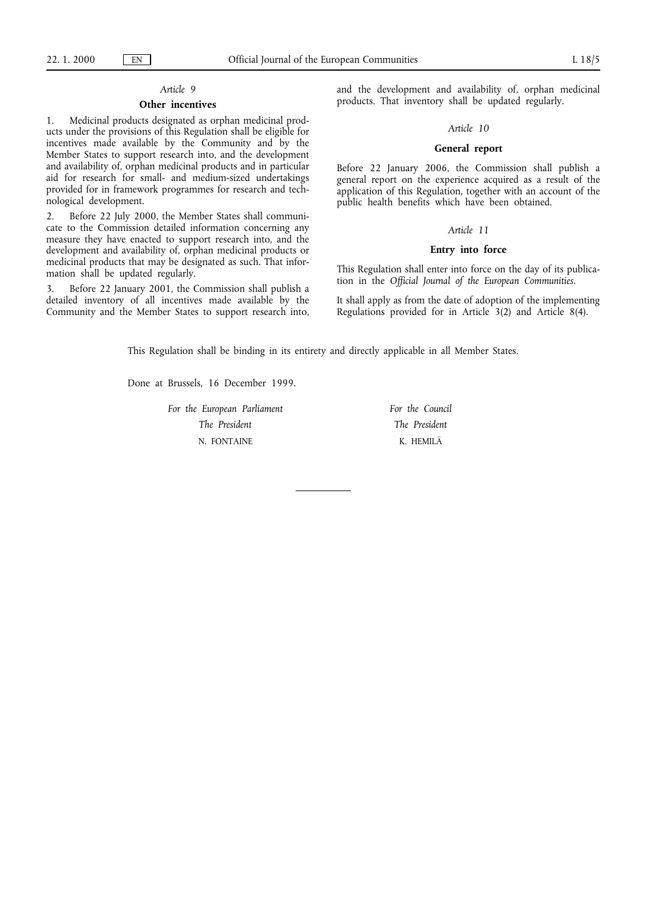*Article 9*

**Other incentives**

1. Medicinal products designated as orphan medicinal products under the provisions of this Regulation shall be eligible for incentives made available by the Community and by the Member States to support research into, and the development and availability of, orphan medicinal products and in particular aid for research for small- and medium-sized undertakings provided for in framework programmes for research and technological development.

2. Before 22 July 2000, the Member States shall communicate to the Commission detailed information concerning any measure they have enacted to support research into, and the development and availability of, orphan medicinal products or medicinal products that may be designated as such. That information shall be updated regularly.

3. Before 22 January 2001, the Commission shall publish a detailed inventory of all incentives made available by the Community and the Member States to support research into, and the development and availability of, orphan medicinal products. That inventory shall be updated regularly.

*Article 10*

**General report**

Before 22 January 2006, the Commission shall publish a general report on the experience acquired as a result of the application of this Regulation, together with an account of the public health benefits which have been obtained.

*Article 11*

**Entry into force**

This Regulation shall enter into force on the day of its publication in the *Official Journal of the European Communities*.

It shall apply as from the date of adoption of the implementing Regulations provided for in Article 3(2) and Article 8(4).

This Regulation shall be binding in its entirety and directly applicable in all Member States.

Done at Brussels, 16 December 1999.

| | |
|---|---|
| *For the European Parliament* | *For the Council* |
| *The President* | *The President* |
| N. FONTAINE | K. HEMILÄ |